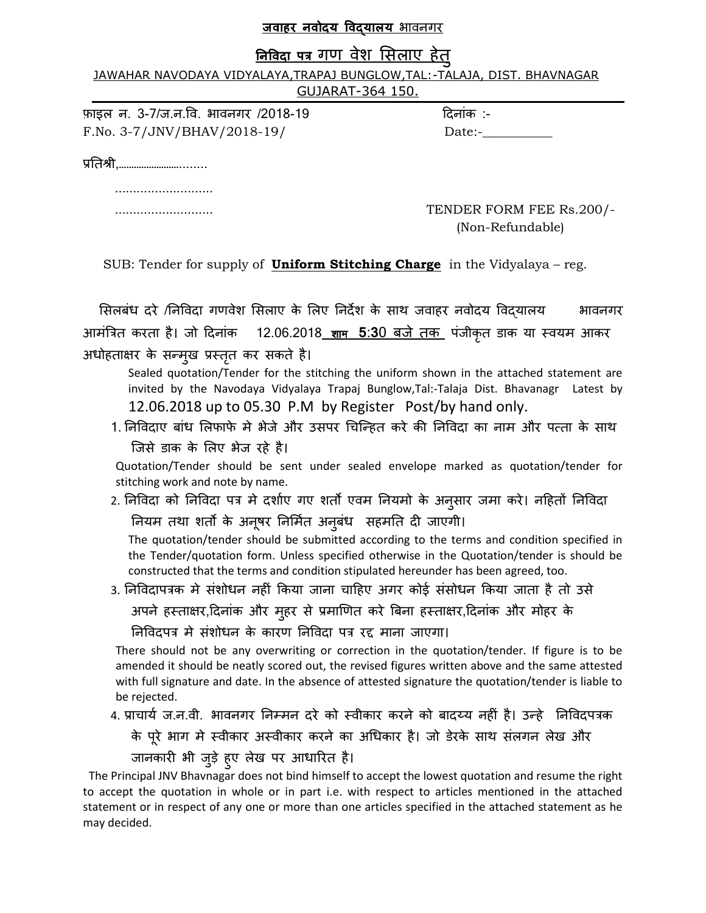**जवाहर नवोदय विद्यालय** भावनगर

**निविदा पत्र गण वेश सिलाए हेतु**

JAWAHAR NAVODAYA VIDYALAYA,TRAPAJ BUNGLOW,TAL:-TALAJA, DIST. BHAVNAGAR GUJARAT-364 150.

फ़ाइल न. 3-7/ज.न.वि. भावनगर /2018-19 दिनांक :-

F.No. 3-7/JNV/BHAV/2018-19/ Date:-__________

प्रतिश्री,.............................

...........................

........................... TENDER FORM FEE Rs.200/- (Non-Refundable)

SUB: Tender for supply of **Uniform Stitching Charge** in the Vidyalaya – reg.

सिलबंध दरे /निविदा गणवेश सिलाए के लिए निर्देश के साथ जवाहर नवोदय विद्यालय भावनगर आमंत्रित करता है। जो दिनांक 12.06.2018 शाम 5:30 बजे तक पंजीकृत डाक या स्वयम आकर अधोहताक्षर के सन्मुख प्रस्तृत कर सकते है।

Sealed quotation/Tender for the stitching the uniform shown in the attached statement are invited by the Navodaya Vidyalaya Trapaj Bunglow,Tal:-Talaja Dist. Bhavanagr Latest by 12.06.2018 up to 05.30 P.M by Register Post/by hand only.

1. निविदाए बांध लिफाफे मे भेजे और उसपर चिन्हित करे की निविदा का नाम और पत्ता के साथ जिसे डाक के लिए भेज रहे है।

   Quotation/Tender should be sent under sealed envelope marked as quotation/tender for stitching work and note by name.

2. निविदा को निविदा पत्र मे दर्शाए गए शर्तों एवम नियमो के अनुसार जमा करे। नहितों निविदा नियम तथा शर्तो के अनूषर निर्मित अनुबंध सहमति दी जाएगी।

   The quotation/tender should be submitted according to the terms and condition specified in the Tender/quotation form. Unless specified otherwise in the Quotation/tender is should be constructed that the terms and condition stipulated hereunder has been agreed, too.

3. निविदापत्रक मे संशोधन नहीं किया जाना चाहिए अगर कोई संसोधन किया जाता है तो उसे अपने हस्ताक्षर,दिनांक और मुहर से प्रमाणित करे बिना हस्ताक्षर,दिनांक और मोहर के निविदपत्र मे संशोधन के कारण निविदा पत्र रद्द माना जाएगा।

   There should not be any overwriting or correction in the quotation/tender. If figure is to be amended it should be neatly scored out, the revised figures written above and the same attested with full signature and date. In the absence of attested signature the quotation/tender is liable to be rejected.

4. प्राचार्य ज.न.वी. भावनगर निम्मन दरे को स्वीकार करने को बादय्य नहीं है। उन्हे निविदपत्रक के पूरे भाग मे स्वीकार अस्वीकार करने का अधिकार है। जो डेरके साथ संलगन लेख और जानकारी भी जुड़े हुए लेख पर आधारित है।

The Principal JNV Bhavnagar does not bind himself to accept the lowest quotation and resume the right to accept the quotation in whole or in part i.e. with respect to articles mentioned in the attached statement or in respect of any one or more than one articles specified in the attached statement as he may decided.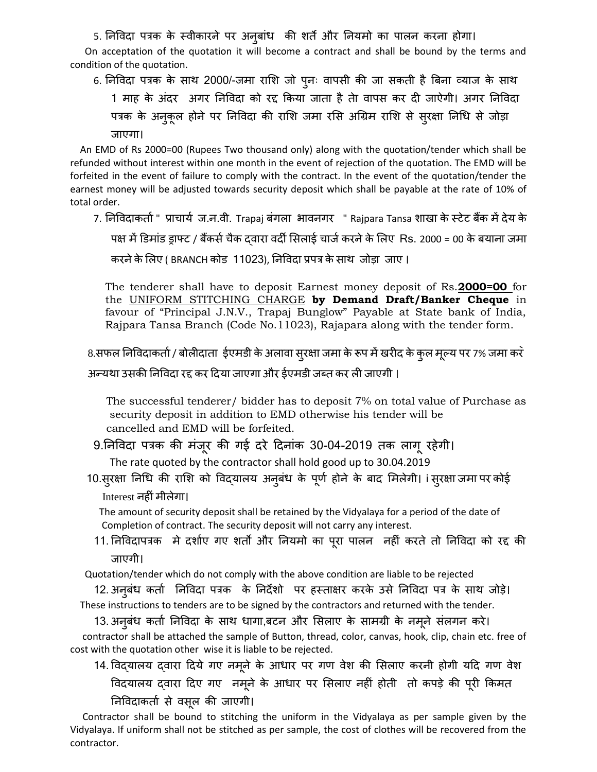5. निविदा पत्रक के स्वीकारने पर अनुबांध की शर्ते और नियमो का पालन करना होगा।

On acceptation of the quotation it will become a contract and shall be bound by the terms and condition of the quotation.

6. निविदा पत्रक के साथ 2000/-जमा राशि जो पुनः वापसी की जा सकती है बिना व्याज के साथ 1 माह के अंदर अगर निविदा को रद्द किया जाता है तेा वापस कर दी जाऐगी। अगर निविदा पत्रक के अनुकूल होने पर निविदा की राशि जमा रसि अग्रिम राशि से सुरक्षा निधि से जोड़ा जाएगा।

An EMD of Rs 2000=00 (Rupees Two thousand only) along with the quotation/tender which shall be refunded without interest within one month in the event of rejection of the quotation. The EMD will be forfeited in the event of failure to comply with the contract. In the event of the quotation/tender the earnest money will be adjusted towards security deposit which shall be payable at the rate of 10% of total order.

7. निविदाकर्ता " प्राचार्य ज.न.वी. Trapaj बंगला भावनगर " Rajpara Tansa शाखा के स्टेट बैंक में देय के पक्ष में डिमांड ड्राफ्ट / बैंकर्स चैक द्वारा वर्दी सिलाई चार्ज करने के लिए Rs. 2000 = 00 के बयाना जमा करने के लिए ( BRANCH कोड 11023), निविदा प्रपत्र के साथ जोड़ा जाए ।

The tenderer shall have to deposit Earnest money deposit of Rs.**<u>2000=00</u>** for the <u>UNIFORM STITCHING CHARGE</u> **by Demand Draft/Banker Cheque** in favour of "Principal J.N.V., Trapaj Bunglow" Payable at State bank of India, Rajpara Tansa Branch (Code No.11023), Rajapara along with the tender form.

8.सफल निविदाकर्ता / बोलीदाता ईएमडी के अलावा सुरक्षा जमा के रूप में खरीद के कुल मूल्य पर 7% जमा करें अन्यथा उसकी निविदा रद्द कर दिया जाएगा और ईएमडी जब्त कर ली जाएगी ।

The successful tenderer/ bidder has to deposit 7% on total value of Purchase as security deposit in addition to EMD otherwise his tender will be cancelled and EMD will be forfeited.

9.निविदा पत्रक की मंजूर की गई दरे दिनांक 30-04-2019 तक लागू रहेगी।

The rate quoted by the contractor shall hold good up to 30.04.2019

10.सुरक्षा निधि की राशि को विद्यालय अनुबंध के पूर्ण होने के बाद मिलेगी। i सुरक्षा जमा पर कोई Interest नहीं मीलेगा।

The amount of security deposit shall be retained by the Vidyalaya for a period of the date of Completion of contract. The security deposit will not carry any interest.

11. निविदापत्रक मे दर्शाए गए शर्तो और नियमो का पूरा पालन नहीं करते तो निविदा को रद्द की जाएगी।

Quotation/tender which do not comply with the above condition are liable to be rejected

12. अनुबंध कर्ता निविदा पत्रक के निर्देशो पर हस्ताक्षर करके उसे निविदा पत्र के साथ जोड़े।

These instructions to tenders are to be signed by the contractors and returned with the tender.

13. अनुबंध कर्ता निविदा के साथ धागा,बटन और सिलाए के सामग्री के नमूने संलगन करे।

contractor shall be attached the sample of Button, thread, color, canvas, hook, clip, chain etc. free of cost with the quotation other wise it is liable to be rejected.

14. विद्यालय द्वारा दिये गए नमूने के आधार पर गण वेश की सिलाए करनी होगी यदि गण वेश विदयालय द्वारा दिए गए नमूने के आधार पर सिलाए नहीं होती तो कपड़े की पूरी किमत निविदाकर्ता से वसूल की जाएगी।

Contractor shall be bound to stitching the uniform in the Vidyalaya as per sample given by the Vidyalaya. If uniform shall not be stitched as per sample, the cost of clothes will be recovered from the contractor.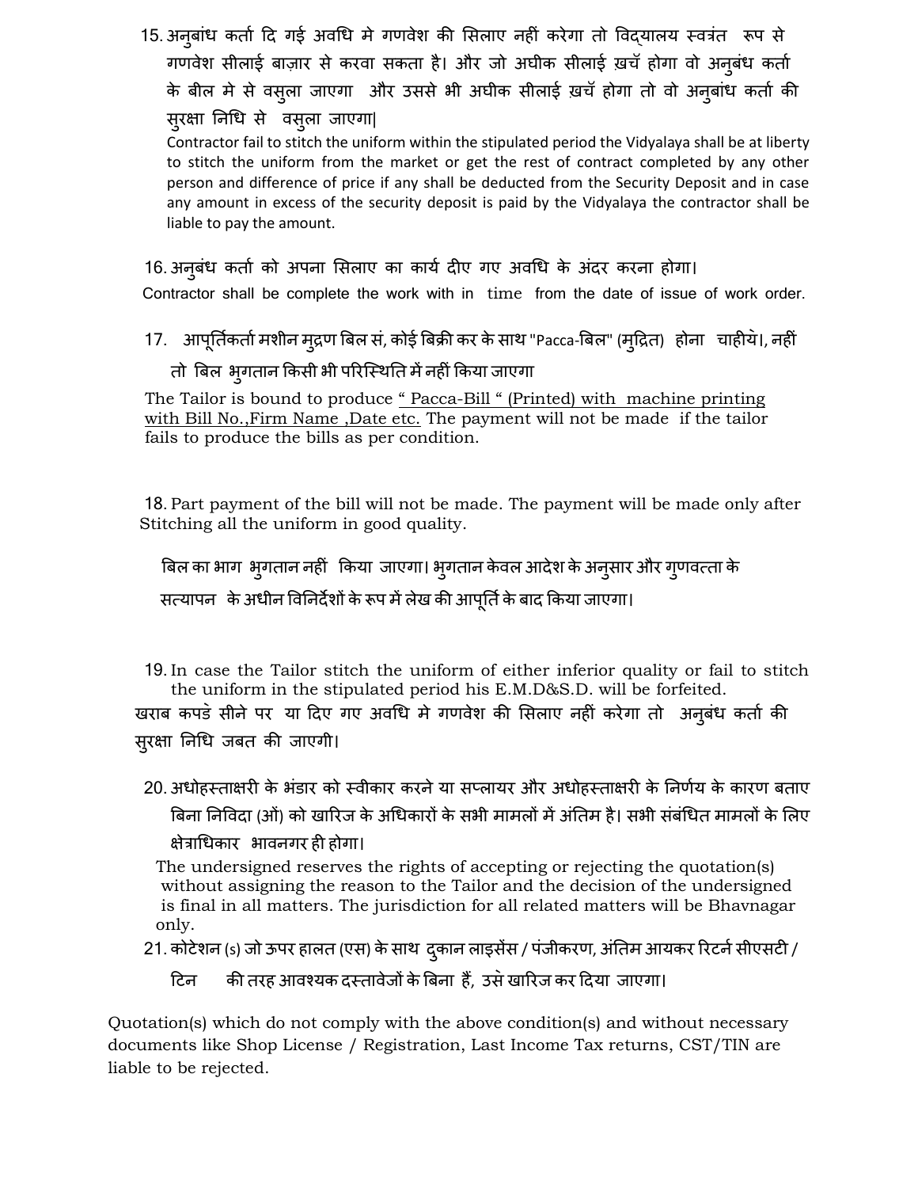15. अनुबांध कर्ता दि गई अवधि मे गणवेश की सिलाए नहीं करेगा तो विद्यालय स्वत्रंत रूप से गणवेश सीलाई बाज़ार से करवा सकता है। और जो अधीक सीलाई ख़र्च होगा वो अनुबंध कर्ता के बील मे से वसुला जाएगा और उससे भी अधीक सीलाई ख़र्च होगा तो वो अनुबांध कर्ता की सुरक्षा निधि से वसुला जाएगा|

    Contractor fail to stitch the uniform within the stipulated period the Vidyalaya shall be at liberty to stitch the uniform from the market or get the rest of contract completed by any other person and difference of price if any shall be deducted from the Security Deposit and in case any amount in excess of the security deposit is paid by the Vidyalaya the contractor shall be liable to pay the amount.

16. अनुबंध कर्ता को अपना सिलाए का कार्य दीए गए अवधि के अंदर करना होगा।

    Contractor shall be complete the work with in time from the date of issue of work order.

17. आपूर्तिकर्ता मशीन मुद्रण बिल सं, कोई बिक्री कर के साथ "Pacca-बिल" (मुद्रित) होना चाहीये।, नहीं तो बिल भुगतान किसी भी परिस्थिति में नहीं किया जाएगा

    The Tailor is bound to produce “ Pacca-Bill “ (Printed) with machine printing with Bill No.,Firm Name ,Date etc. The payment will not be made if the tailor fails to produce the bills as per condition.

18. Part payment of the bill will not be made. The payment will be made only after Stitching all the uniform in good quality.

    बिल का भाग भुगतान नहीं किया जाएगा। भुगतान केवल आदेश के अनुसार और गुणवत्ता के सत्यापन के अधीन विनिर्देशों के रूप में लेख की आपूर्ति के बाद किया जाएगा।

19. In case the Tailor stitch the uniform of either inferior quality or fail to stitch the uniform in the stipulated period his E.M.D&S.D. will be forfeited.

    खराब कपडे सीने पर या दिए गए अवधि मे गणवेश की सिलाए नहीं करेगा तो अनुबंध कर्ता की सुरक्षा निधि जबत की जाएगी।

20. अधोहस्ताक्षरी के भंडार को स्वीकार करने या सप्लायर और अधोहस्ताक्षरी के निर्णय के कारण बताए बिना निविदा (ओं) को खारिज के अधिकारों के सभी मामलों में अंतिम है। सभी संबंधित मामलों के लिए क्षेत्राधिकार भावनगर ही होगा।

    The undersigned reserves the rights of accepting or rejecting the quotation(s) without assigning the reason to the Tailor and the decision of the undersigned is final in all matters. The jurisdiction for all related matters will be Bhavnagar only.

21. कोटेशन (s) जो ऊपर हालत (एस) के साथ दुकान लाइसेंस / पंजीकरण, अंतिम आयकर रिटर्न सीएसटी / टिन की तरह आवश्यक दस्तावेजों के बिना हैं, उसे खारिज कर दिया जाएगा।

Quotation(s) which do not comply with the above condition(s) and without necessary documents like Shop License / Registration, Last Income Tax returns, CST/TIN are liable to be rejected.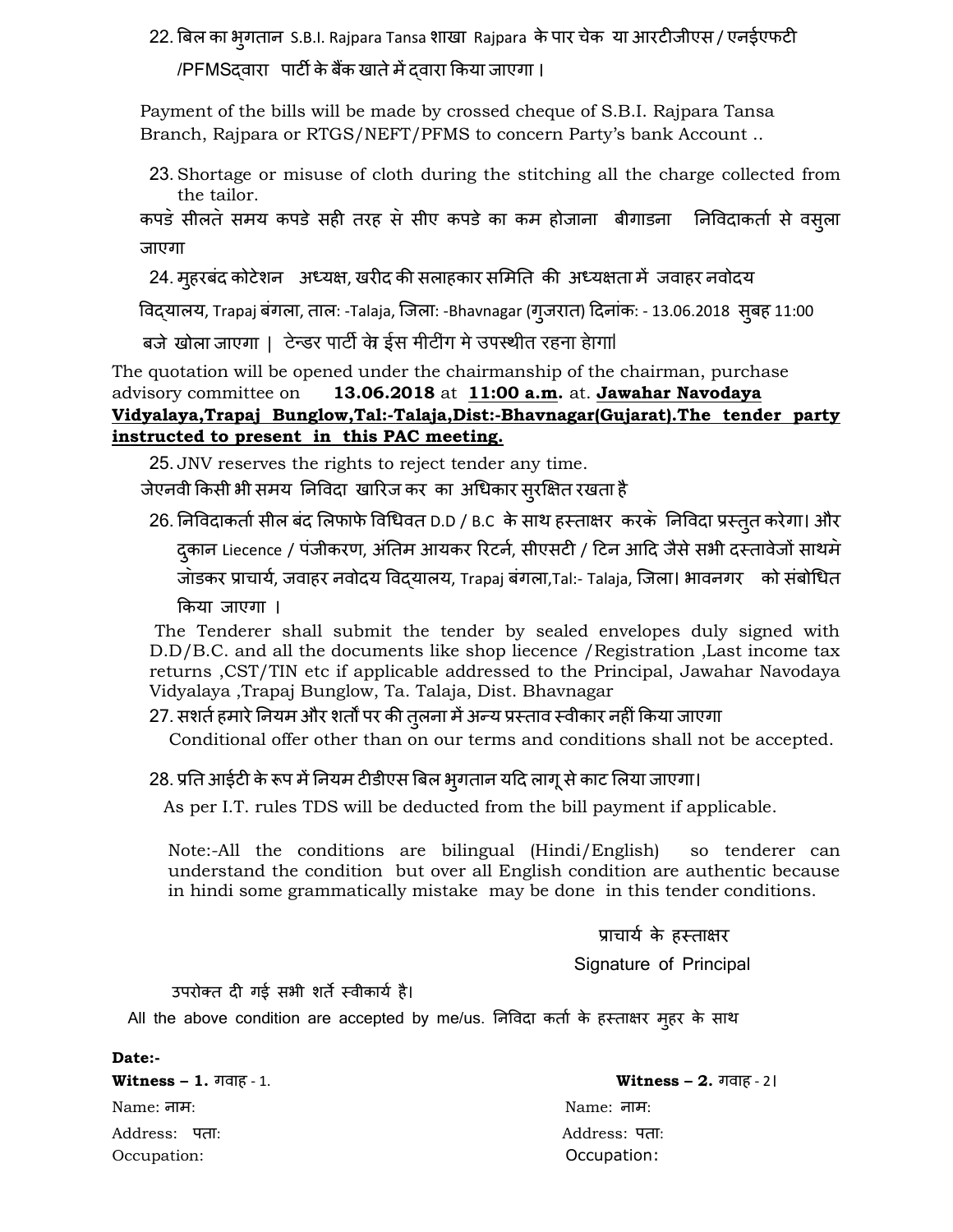22. बिल का भुगतान S.B.I. Rajpara Tansa शाखा Rajpara के पार चेक या आरटीजीएस / एनईएफटी /PFMSद्वारा पार्टी के बैंक खाते में द्वारा किया जाएगा।

Payment of the bills will be made by crossed cheque of S.B.I. Rajpara Tansa Branch, Rajpara or RTGS/NEFT/PFMS to concern Party's bank Account ..

23. Shortage or misuse of cloth during the stitching all the charge collected from the tailor.

कपडे सीलते समय कपडे सही तरह से सीए कपडे का कम होजाना बीगाडना निविदाकर्ता से वसुला जाएगा

24. मुहरबंद कोटेशन अध्यक्ष, खरीद की सलाहकार समिति की अध्यक्षता में जवाहर नवोदय विद्यालय, Trapaj बंगला, ताल: -Talaja, जिला: -Bhavnagar (गुजरात) दिनांक: - 13.06.2018 सुबह 11:00 बजे खोला जाएगा | टेन्डर पार्टी के ईस मीटींग मे उपस्थीत रहना होगा।

The quotation will be opened under the chairmanship of the chairman, purchase advisory committee on **13.06.2018** at **11:00 a.m.** at. **Jawahar Navodaya Vidyalaya,Trapaj Bunglow,Tal:-Talaja,Dist:-Bhavnagar(Gujarat).The tender party instructed to present in this PAC meeting.**

25. JNV reserves the rights to reject tender any time.

जेएनवी किसी भी समय निविदा खारिज कर का अधिकार सुरक्षित रखता है

26. निविदाकर्ता सील बंद लिफाफे विधिवत D.D / B.C के साथ हस्ताक्षर करके निविदा प्रस्तुत करेगा। और दुकान Liecence / पंजीकरण, अंतिम आयकर रिटर्न, सीएसटी / टिन आदि जैसे सभी दस्तावेजों साथमे जोडकर प्राचार्य, जवाहर नवोदय विद्यालय, Trapaj बंगला,Tal:- Talaja, जिला। भावनगर को संबोधित किया जाएगा ।

The Tenderer shall submit the tender by sealed envelopes duly signed with D.D/B.C. and all the documents like shop liecence /Registration ,Last income tax returns ,CST/TIN etc if applicable addressed to the Principal, Jawahar Navodaya Vidyalaya ,Trapaj Bunglow, Ta. Talaja, Dist. Bhavnagar

27. सशर्त हमारे नियम और शर्तों पर की तुलना में अन्य प्रस्ताव स्वीकार नहीं किया जाएगा

Conditional offer other than on our terms and conditions shall not be accepted.

28. प्रति आईटी के रूप में नियम टीडीएस बिल भुगतान यदि लागू से काट लिया जाएगा।

As per I.T. rules TDS will be deducted from the bill payment if applicable.

Note:-All the conditions are bilingual (Hindi/English) so tenderer can understand the condition but over all English condition are authentic because in hindi some grammatically mistake may be done in this tender conditions.

प्राचार्य के हस्ताक्षर

Signature of Principal

उपरोक्त दी गई सभी शर्ते स्वीकार्य है।

All the above condition are accepted by me/us. निविदा कर्ता के हस्ताक्षर मुहर के साथ

**Date:-**

**Witness – 1.** गवाह - 1.

Name: नाम:

Address: पता:

Occupation:

**Witness – 2.** गवाह - 2।

Name: नाम:

Address: पता:

Occupation: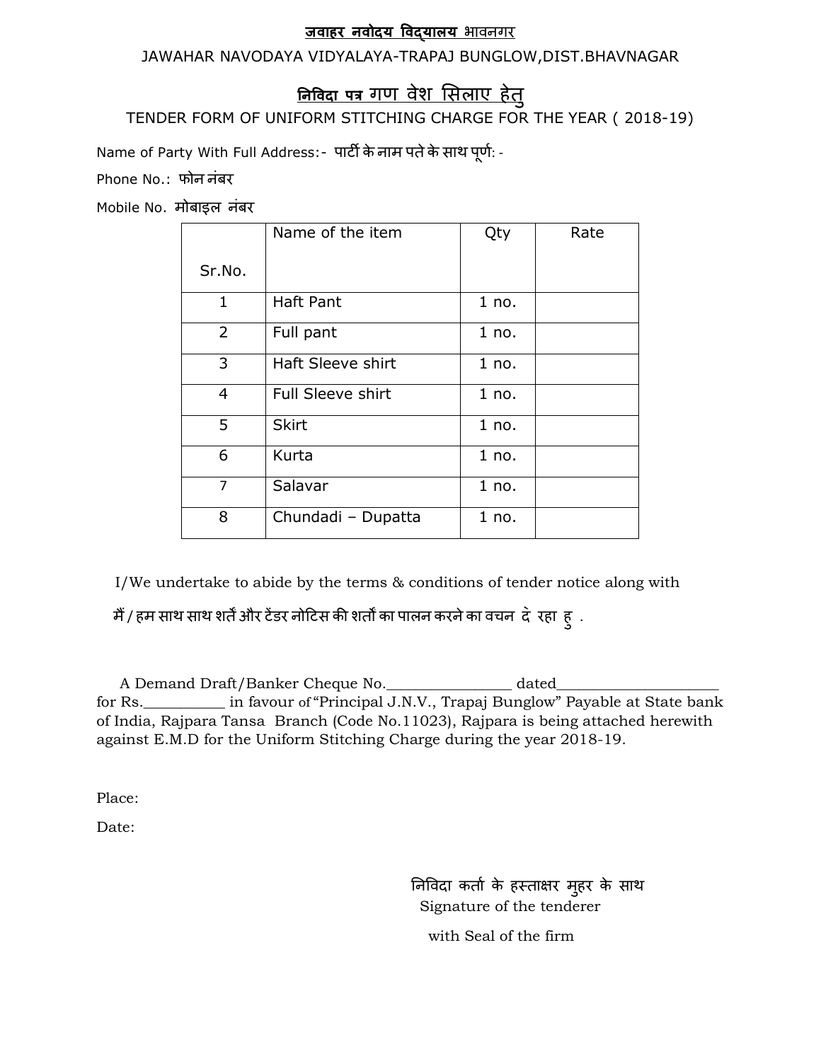**जवाहर नवोदय विद्यालय** भावनगर

JAWAHAR NAVODAYA VIDYALAYA-TRAPAJ BUNGLOW,DIST.BHAVNAGAR

## निविदा पत्र गण वेश सिलाए हेतु

TENDER FORM OF UNIFORM STITCHING CHARGE FOR THE YEAR ( 2018-19)

Name of Party With Full Address:- पार्टी के नाम पते के साथ पूर्ण: -

Phone No.: फोन नंबर

Mobile No. मोबाइल नंबर

| Sr.No. | Name of the item | Qty | Rate |
|---|---|---|---|
| 1 | Haft Pant | 1 no. | |
| 2 | Full pant | 1 no. | |
| 3 | Haft Sleeve shirt | 1 no. | |
| 4 | Full Sleeve shirt | 1 no. | |
| 5 | Skirt | 1 no. | |
| 6 | Kurta | 1 no. | |
| 7 | Salavar | 1 no. | |
| 8 | Chundadi – Dupatta | 1 no. | |

I/We undertake to abide by the terms & conditions of tender notice along with

मैं / हम साथ साथ शर्तें और टेंडर नोटिस की शर्तों का पालन करने का वचन दे रहा हु .

A Demand Draft/Banker Cheque No.________________ dated____________________ for Rs.__________ in favour of "Principal J.N.V., Trapaj Bunglow" Payable at State bank of India, Rajpara Tansa Branch (Code No.11023), Rajpara is being attached herewith against E.M.D for the Uniform Stitching Charge during the year 2018-19.

Place:

Date:

निविदा कर्ता के हस्ताक्षर मुहर के साथ
Signature of the tenderer
with Seal of the firm